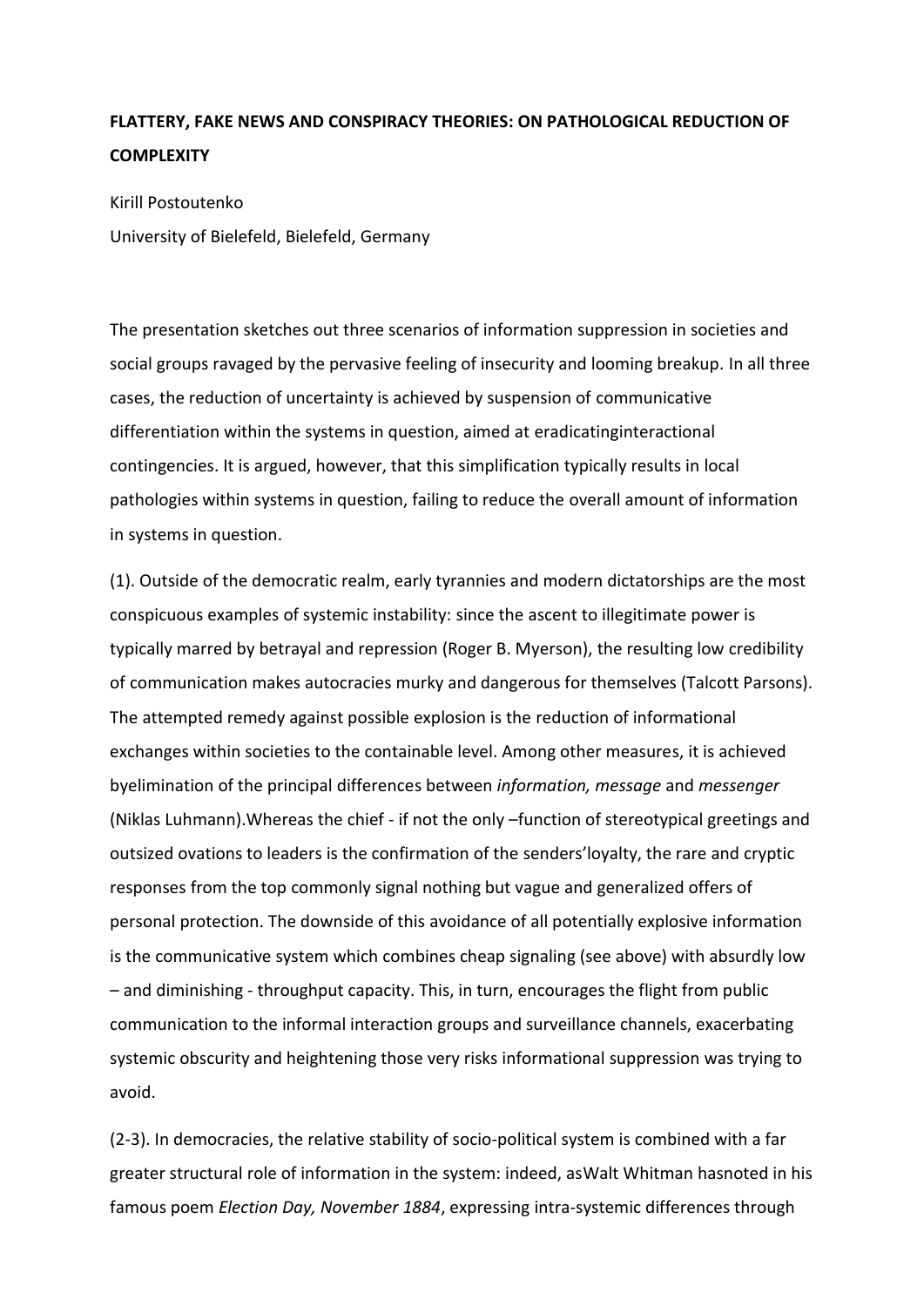# FLATTERY, FAKE NEWS AND CONSPIRACY THEORIES: ON PATHOLOGICAL REDUCTION OF COMPLEXITY

Kirill Postoutenko

University of Bielefeld, Bielefeld, Germany

The presentation sketches out three scenarios of information suppression in societies and social groups ravaged by the pervasive feeling of insecurity and looming breakup. In all three cases, the reduction of uncertainty is achieved by suspension of communicative differentiation within the systems in question, aimed at eradicatinginteractional contingencies. It is argued, however, that this simplification typically results in local pathologies within systems in question, failing to reduce the overall amount of information in systems in question.

(1). Outside of the democratic realm, early tyrannies and modern dictatorships are the most conspicuous examples of systemic instability: since the ascent to illegitimate power is typically marred by betrayal and repression (Roger B. Myerson), the resulting low credibility of communication makes autocracies murky and dangerous for themselves (Talcott Parsons). The attempted remedy against possible explosion is the reduction of informational exchanges within societies to the containable level. Among other measures, it is achieved byelimination of the principal differences between *information, message* and *messenger* (Niklas Luhmann).Whereas the chief - if not the only –function of stereotypical greetings and outsized ovations to leaders is the confirmation of the senders'loyalty, the rare and cryptic responses from the top commonly signal nothing but vague and generalized offers of personal protection. The downside of this avoidance of all potentially explosive information is the communicative system which combines cheap signaling (see above) with absurdly low – and diminishing - throughput capacity. This, in turn, encourages the flight from public communication to the informal interaction groups and surveillance channels, exacerbating systemic obscurity and heightening those very risks informational suppression was trying to avoid.

(2-3). In democracies, the relative stability of socio-political system is combined with a far greater structural role of information in the system: indeed, asWalt Whitman hasnoted in his famous poem *Election Day, November 1884*, expressing intra-systemic differences through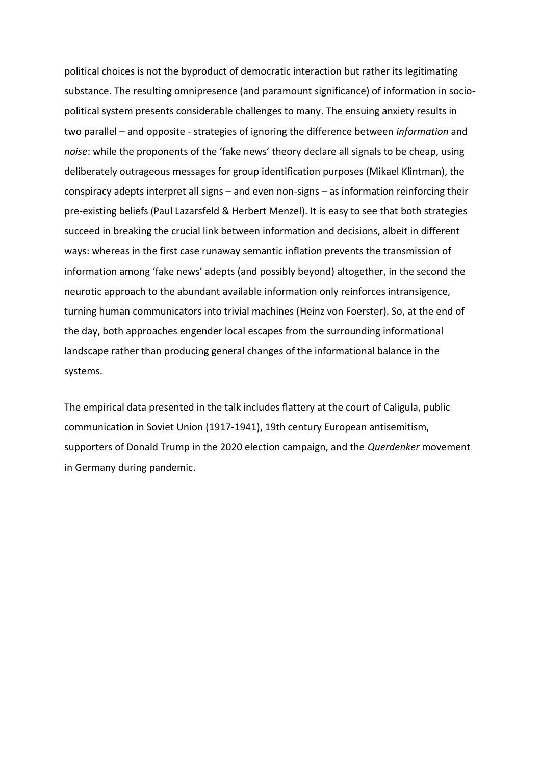political choices is not the byproduct of democratic interaction but rather its legitimating substance. The resulting omnipresence (and paramount significance) of information in socio-political system presents considerable challenges to many. The ensuing anxiety results in two parallel – and opposite - strategies of ignoring the difference between *information* and *noise*: while the proponents of the 'fake news' theory declare all signals to be cheap, using deliberately outrageous messages for group identification purposes (Mikael Klintman), the conspiracy adepts interpret all signs – and even non-signs – as information reinforcing their pre-existing beliefs (Paul Lazarsfeld & Herbert Menzel). It is easy to see that both strategies succeed in breaking the crucial link between information and decisions, albeit in different ways: whereas in the first case runaway semantic inflation prevents the transmission of information among 'fake news' adepts (and possibly beyond) altogether, in the second the neurotic approach to the abundant available information only reinforces intransigence, turning human communicators into trivial machines (Heinz von Foerster). So, at the end of the day, both approaches engender local escapes from the surrounding informational landscape rather than producing general changes of the informational balance in the systems.

The empirical data presented in the talk includes flattery at the court of Caligula, public communication in Soviet Union (1917-1941), 19th century European antisemitism, supporters of Donald Trump in the 2020 election campaign, and the *Querdenker* movement in Germany during pandemic.